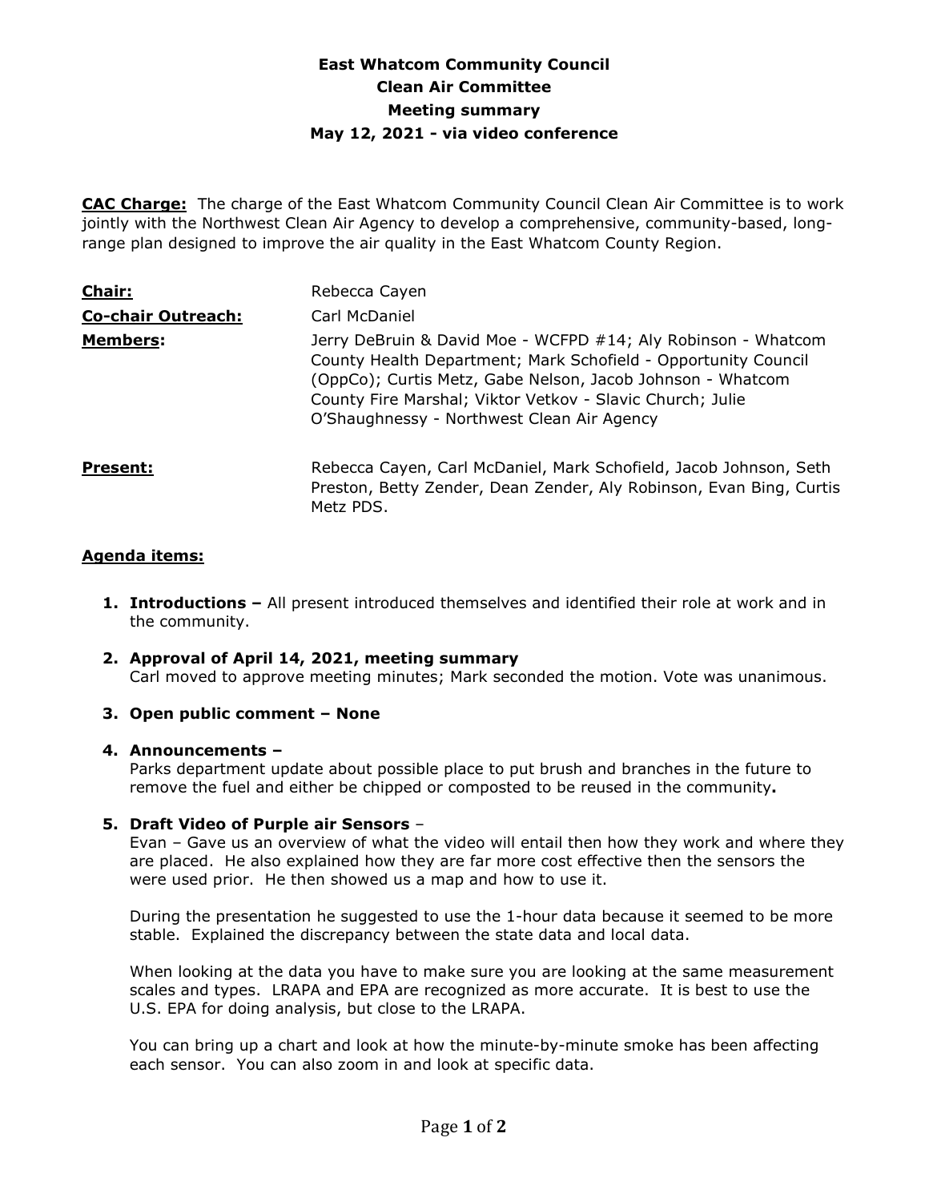# East Whatcom Community Council
## Clean Air Committee
## Meeting summary
## May 12, 2021 - via video conference

**CAC Charge:** The charge of the East Whatcom Community Council Clean Air Committee is to work jointly with the Northwest Clean Air Agency to develop a comprehensive, community-based, long-range plan designed to improve the air quality in the East Whatcom County Region.

**Chair:** Rebecca Cayen

**Co-chair Outreach:** Carl McDaniel

**Members:** Jerry DeBruin & David Moe - WCFPD #14; Aly Robinson - Whatcom County Health Department; Mark Schofield - Opportunity Council (OppCo); Curtis Metz, Gabe Nelson, Jacob Johnson - Whatcom County Fire Marshal; Viktor Vetkov - Slavic Church; Julie O'Shaughnessy - Northwest Clean Air Agency

**Present:** Rebecca Cayen, Carl McDaniel, Mark Schofield, Jacob Johnson, Seth Preston, Betty Zender, Dean Zender, Aly Robinson, Evan Bing, Curtis Metz PDS.

**Agenda items:**

1. **Introductions –** All present introduced themselves and identified their role at work and in the community.

2. **Approval of April 14, 2021, meeting summary**
   Carl moved to approve meeting minutes; Mark seconded the motion. Vote was unanimous.

3. **Open public comment – None**

4. **Announcements –**
   Parks department update about possible place to put brush and branches in the future to remove the fuel and either be chipped or composted to be reused in the community**.**

5. **Draft Video of Purple air Sensors** –
   Evan – Gave us an overview of what the video will entail then how they work and where they are placed. He also explained how they are far more cost effective then the sensors the were used prior. He then showed us a map and how to use it.

   During the presentation he suggested to use the 1-hour data because it seemed to be more stable. Explained the discrepancy between the state data and local data.

   When looking at the data you have to make sure you are looking at the same measurement scales and types. LRAPA and EPA are recognized as more accurate. It is best to use the U.S. EPA for doing analysis, but close to the LRAPA.

   You can bring up a chart and look at how the minute-by-minute smoke has been affecting each sensor. You can also zoom in and look at specific data.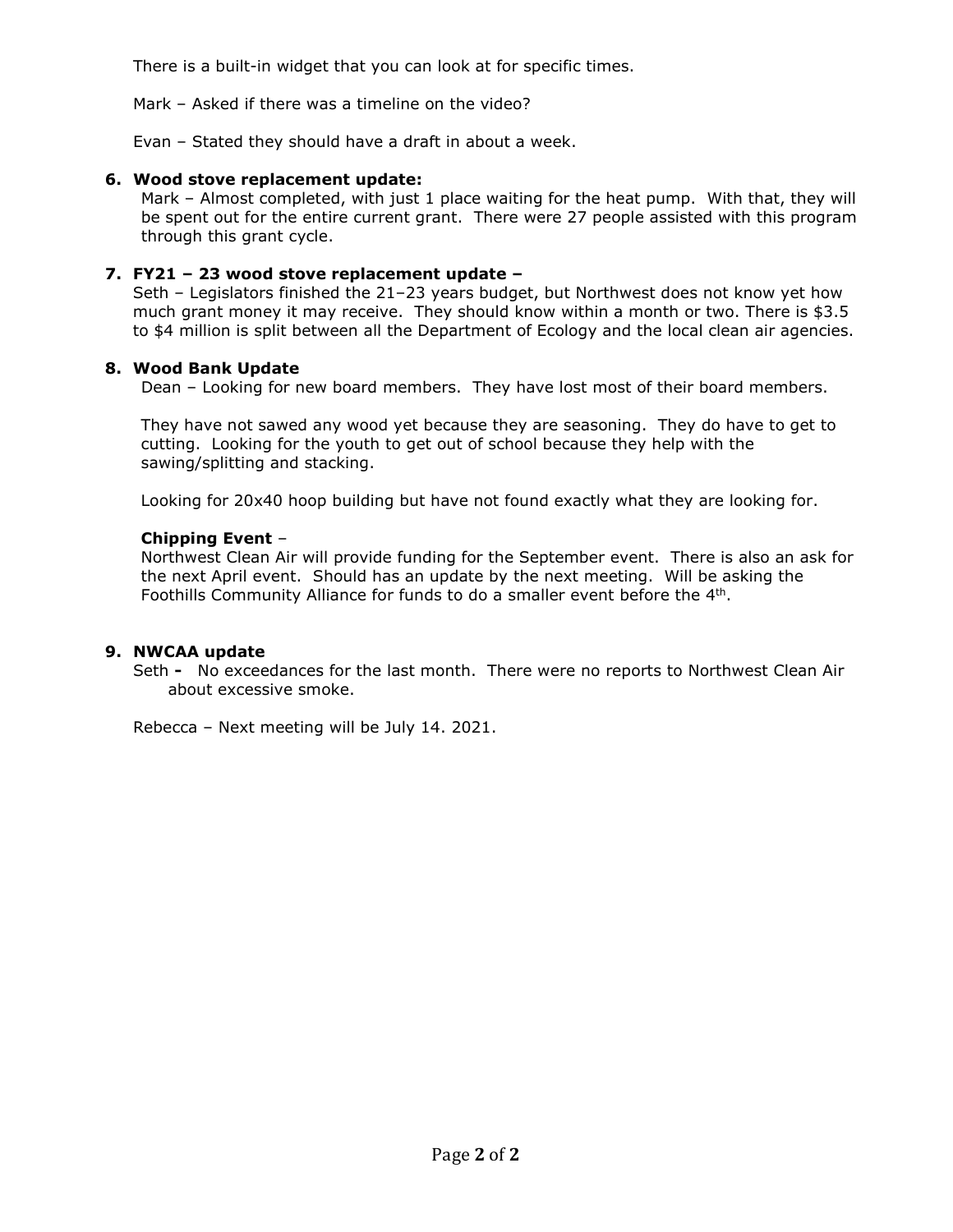There is a built-in widget that you can look at for specific times.

Mark – Asked if there was a timeline on the video?

Evan – Stated they should have a draft in about a week.

6. **Wood stove replacement update:**

   Mark – Almost completed, with just 1 place waiting for the heat pump. With that, they will be spent out for the entire current grant. There were 27 people assisted with this program through this grant cycle.

7. **FY21 – 23 wood stove replacement update –**

   Seth – Legislators finished the 21–23 years budget, but Northwest does not know yet how much grant money it may receive. They should know within a month or two. There is $3.5 to $4 million is split between all the Department of Ecology and the local clean air agencies.

8. **Wood Bank Update**

   Dean – Looking for new board members. They have lost most of their board members.

   They have not sawed any wood yet because they are seasoning. They do have to get to cutting. Looking for the youth to get out of school because they help with the sawing/splitting and stacking.

   Looking for 20x40 hoop building but have not found exactly what they are looking for.

   **Chipping Event** –

   Northwest Clean Air will provide funding for the September event. There is also an ask for the next April event. Should has an update by the next meeting. Will be asking the Foothills Community Alliance for funds to do a smaller event before the 4th.

9. **NWCAA update**

   Seth **-** No exceedances for the last month. There were no reports to Northwest Clean Air about excessive smoke.

Rebecca – Next meeting will be July 14. 2021.